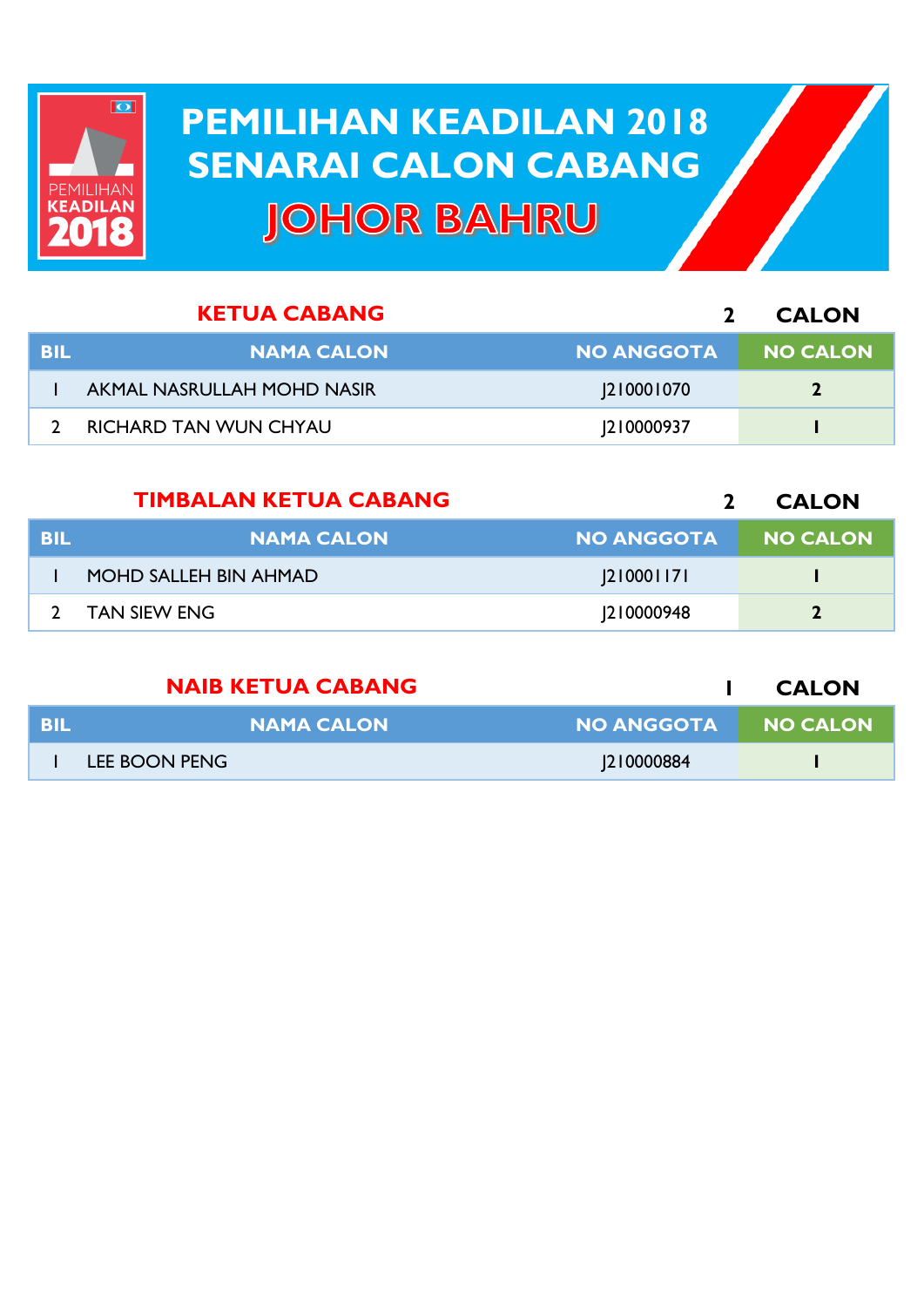# PEMILIHAN KEADILAN 2018
# SENARAI CALON CABANG
# JOHOR BAHRU

## KETUA CABANG — 2 CALON

| BIL | NAMA CALON | NO ANGGOTA | NO CALON |
|---|---|---|---|
| 1 | AKMAL NASRULLAH MOHD NASIR | J210001070 | 2 |
| 2 | RICHARD TAN WUN CHYAU | J210000937 | 1 |

## TIMBALAN KETUA CABANG — 2 CALON

| BIL | NAMA CALON | NO ANGGOTA | NO CALON |
|---|---|---|---|
| 1 | MOHD SALLEH BIN AHMAD | J210001171 | 1 |
| 2 | TAN SIEW ENG | J210000948 | 2 |

## NAIB KETUA CABANG — 1 CALON

| BIL | NAMA CALON | NO ANGGOTA | NO CALON |
|---|---|---|---|
| 1 | LEE BOON PENG | J210000884 | 1 |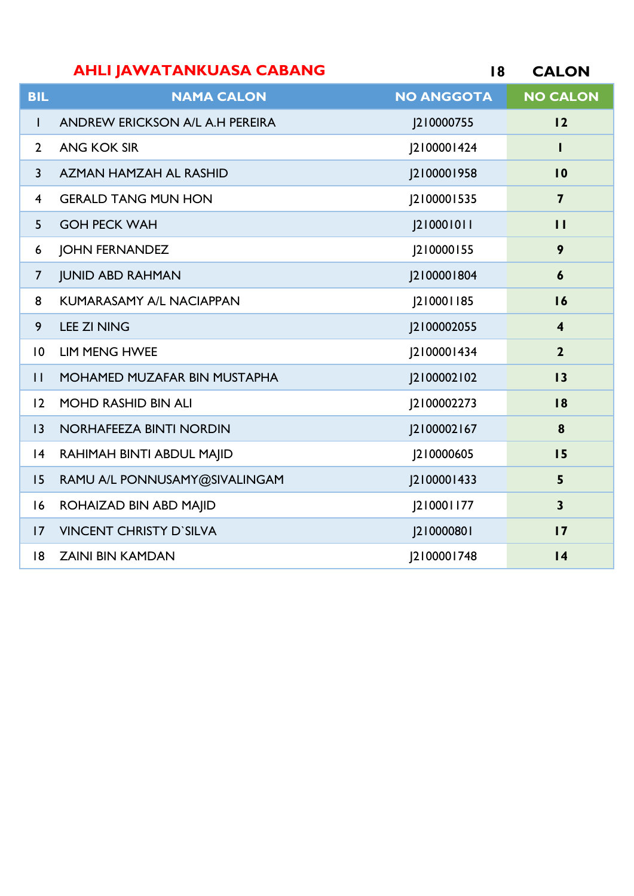## AHLI JAWATANKUASA CABANG

**18 CALON**

| BIL | NAMA CALON | NO ANGGOTA | NO CALON |
|---|---|---|---|
| 1 | ANDREW ERICKSON A/L A.H PEREIRA | J210000755 | **12** |
| 2 | ANG KOK SIR | J2100001424 | **1** |
| 3 | AZMAN HAMZAH AL RASHID | J2100001958 | **10** |
| 4 | GERALD TANG MUN HON | J2100001535 | **7** |
| 5 | GOH PECK WAH | J210001011 | **11** |
| 6 | JOHN FERNANDEZ | J210000155 | **9** |
| 7 | JUNID ABD RAHMAN | J2100001804 | **6** |
| 8 | KUMARASAMY A/L NACIAPPAN | J210001185 | **16** |
| 9 | LEE ZI NING | J2100002055 | **4** |
| 10 | LIM MENG HWEE | J2100001434 | **2** |
| 11 | MOHAMED MUZAFAR BIN MUSTAPHA | J2100002102 | **13** |
| 12 | MOHD RASHID BIN ALI | J2100002273 | **18** |
| 13 | NORHAFEEZA BINTI NORDIN | J2100002167 | **8** |
| 14 | RAHIMAH BINTI ABDUL MAJID | J210000605 | **15** |
| 15 | RAMU A/L PONNUSAMY@SIVALINGAM | J2100001433 | **5** |
| 16 | ROHAIZAD BIN ABD MAJID | J210001177 | **3** |
| 17 | VINCENT CHRISTY D`SILVA | J210000801 | **17** |
| 18 | ZAINI BIN KAMDAN | J2100001748 | **14** |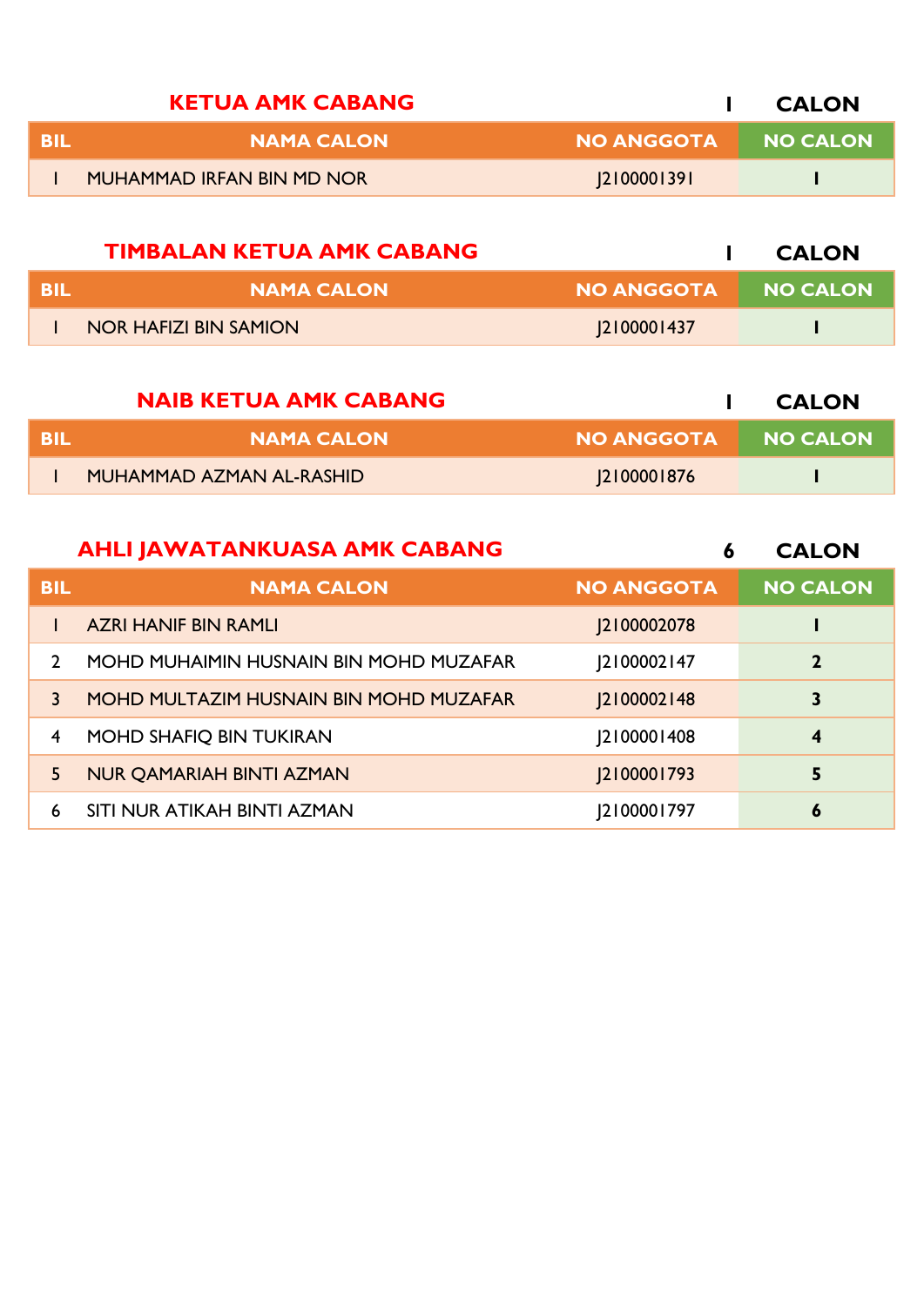## KETUA AMK CABANG

**1 CALON**

| BIL | NAMA CALON | NO ANGGOTA | NO CALON |
|---|---|---|---|
| 1 | MUHAMMAD IRFAN BIN MD NOR | J2100001391 | **1** |

## TIMBALAN KETUA AMK CABANG

**1 CALON**

| BIL | NAMA CALON | NO ANGGOTA | NO CALON |
|---|---|---|---|
| 1 | NOR HAFIZI BIN SAMION | J2100001437 | **1** |

## NAIB KETUA AMK CABANG

**1 CALON**

| BIL | NAMA CALON | NO ANGGOTA | NO CALON |
|---|---|---|---|
| 1 | MUHAMMAD AZMAN AL-RASHID | J2100001876 | **1** |

## AHLI JAWATANKUASA AMK CABANG

**6 CALON**

| BIL | NAMA CALON | NO ANGGOTA | NO CALON |
|---|---|---|---|
| 1 | AZRI HANIF BIN RAMLI | J2100002078 | **1** |
| 2 | MOHD MUHAIMIN HUSNAIN BIN MOHD MUZAFAR | J2100002147 | **2** |
| 3 | MOHD MULTAZIM HUSNAIN BIN MOHD MUZAFAR | J2100002148 | **3** |
| 4 | MOHD SHAFIQ BIN TUKIRAN | J2100001408 | **4** |
| 5 | NUR QAMARIAH BINTI AZMAN | J2100001793 | **5** |
| 6 | SITI NUR ATIKAH BINTI AZMAN | J2100001797 | **6** |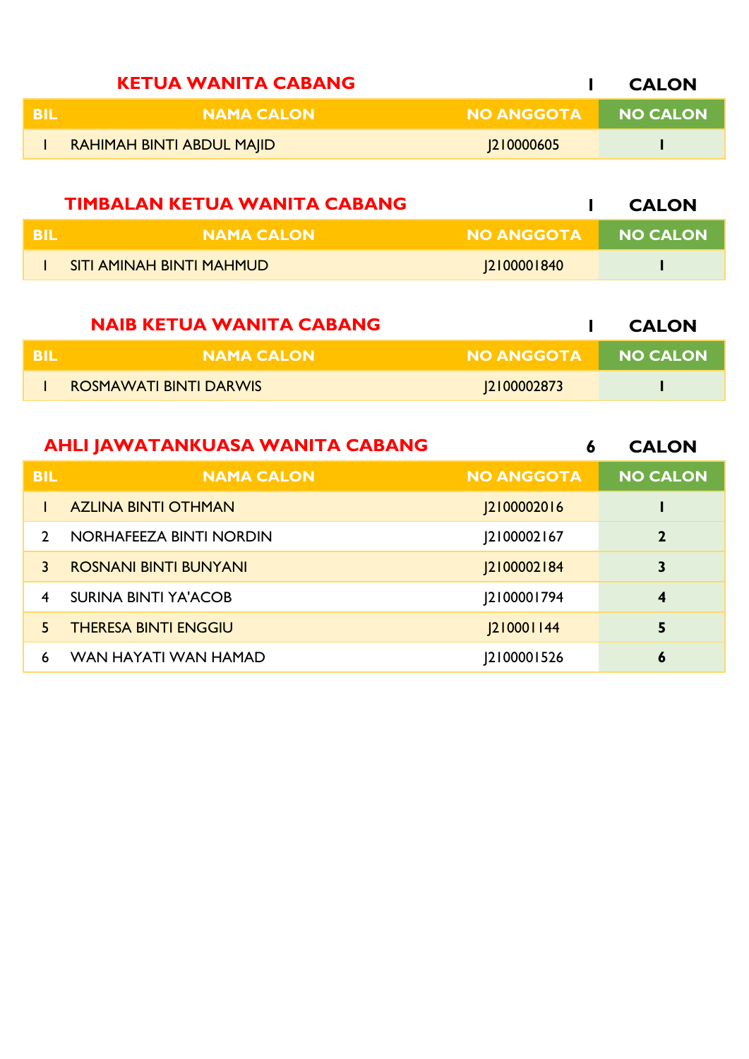## KETUA WANITA CABANG — 1 CALON

| BIL | NAMA CALON | NO ANGGOTA | NO CALON |
|---|---|---|---|
| 1 | RAHIMAH BINTI ABDUL MAJID | J210000605 | 1 |

## TIMBALAN KETUA WANITA CABANG — 1 CALON

| BIL | NAMA CALON | NO ANGGOTA | NO CALON |
|---|---|---|---|
| 1 | SITI AMINAH BINTI MAHMUD | J2100001840 | 1 |

## NAIB KETUA WANITA CABANG — 1 CALON

| BIL | NAMA CALON | NO ANGGOTA | NO CALON |
|---|---|---|---|
| 1 | ROSMAWATI BINTI DARWIS | J2100002873 | 1 |

## AHLI JAWATANKUASA WANITA CABANG — 6 CALON

| BIL | NAMA CALON | NO ANGGOTA | NO CALON |
|---|---|---|---|
| 1 | AZLINA BINTI OTHMAN | J2100002016 | 1 |
| 2 | NORHAFEEZA BINTI NORDIN | J2100002167 | 2 |
| 3 | ROSNANI BINTI BUNYANI | J2100002184 | 3 |
| 4 | SURINA BINTI YA'ACOB | J2100001794 | 4 |
| 5 | THERESA BINTI ENGGIU | J210001144 | 5 |
| 6 | WAN HAYATI WAN HAMAD | J2100001526 | 6 |